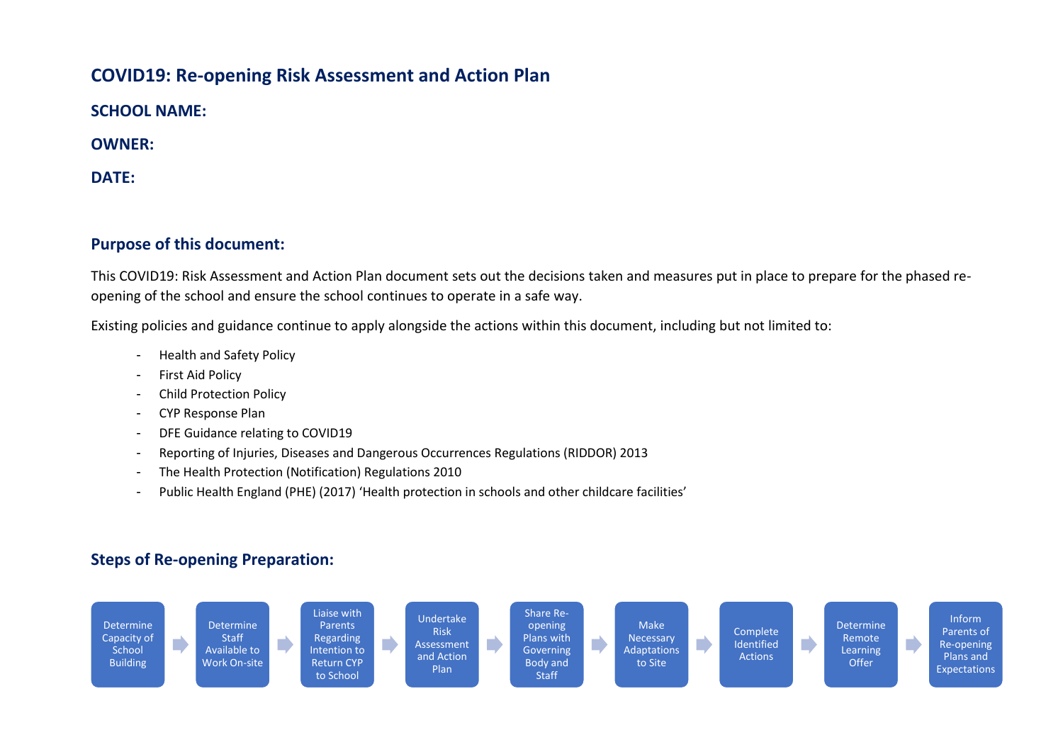# COVID19: Re-opening Risk Assessment and Action Plan

**SCHOOL NAME:**

**OWNER:**

**DATE:**

## Purpose of this document:

This COVID19: Risk Assessment and Action Plan document sets out the decisions taken and measures put in place to prepare for the phased re-opening of the school and ensure the school continues to operate in a safe way.

Existing policies and guidance continue to apply alongside the actions within this document, including but not limited to:

- Health and Safety Policy
- First Aid Policy
- Child Protection Policy
- CYP Response Plan
- DFE Guidance relating to COVID19
- Reporting of Injuries, Diseases and Dangerous Occurrences Regulations (RIDDOR) 2013
- The Health Protection (Notification) Regulations 2010
- Public Health England (PHE) (2017) 'Health protection in schools and other childcare facilities'

## Steps of Re-opening Preparation:

Determine Capacity of School Building → Determine Staff Available to Work On-site → Liaise with Parents Regarding Intention to Return CYP to School → Undertake Risk Assessment and Action Plan → Share Re-opening Plans with Governing Body and Staff → Make Necessary Adaptations to Site → Complete Identified Actions → Determine Remote Learning Offer → Inform Parents of Re-opening Plans and Expectations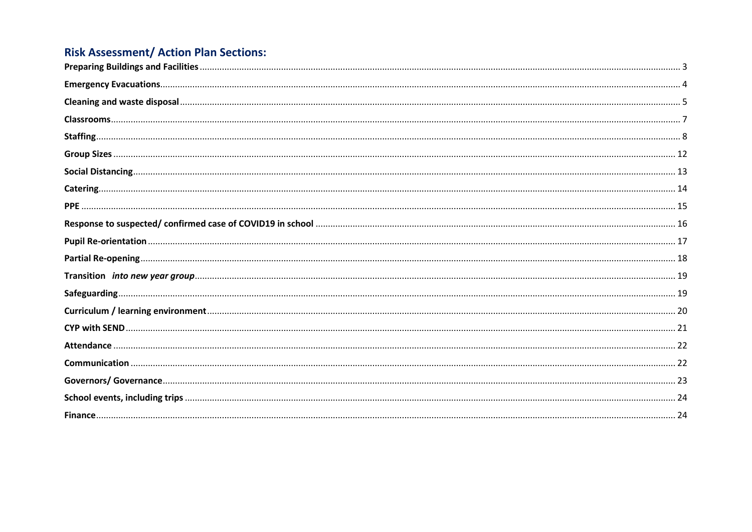## Risk Assessment/ Action Plan Sections:

**Preparing Buildings and Facilities** ........ 3

**Emergency Evacuations** ........ 4

**Cleaning and waste disposal** ........ 5

**Classrooms** ........ 7

**Staffing** ........ 8

**Group Sizes** ........ 12

**Social Distancing** ........ 13

**Catering** ........ 14

**PPE** ........ 15

**Response to suspected/ confirmed case of COVID19 in school** ........ 16

**Pupil Re-orientation** ........ 17

**Partial Re-opening** ........ 18

**Transition** ***into new year group*** ........ 19

**Safeguarding** ........ 19

**Curriculum / learning environment** ........ 20

**CYP with SEND** ........ 21

**Attendance** ........ 22

**Communication** ........ 22

**Governors/ Governance** ........ 23

**School events, including trips** ........ 24

**Finance** ........ 24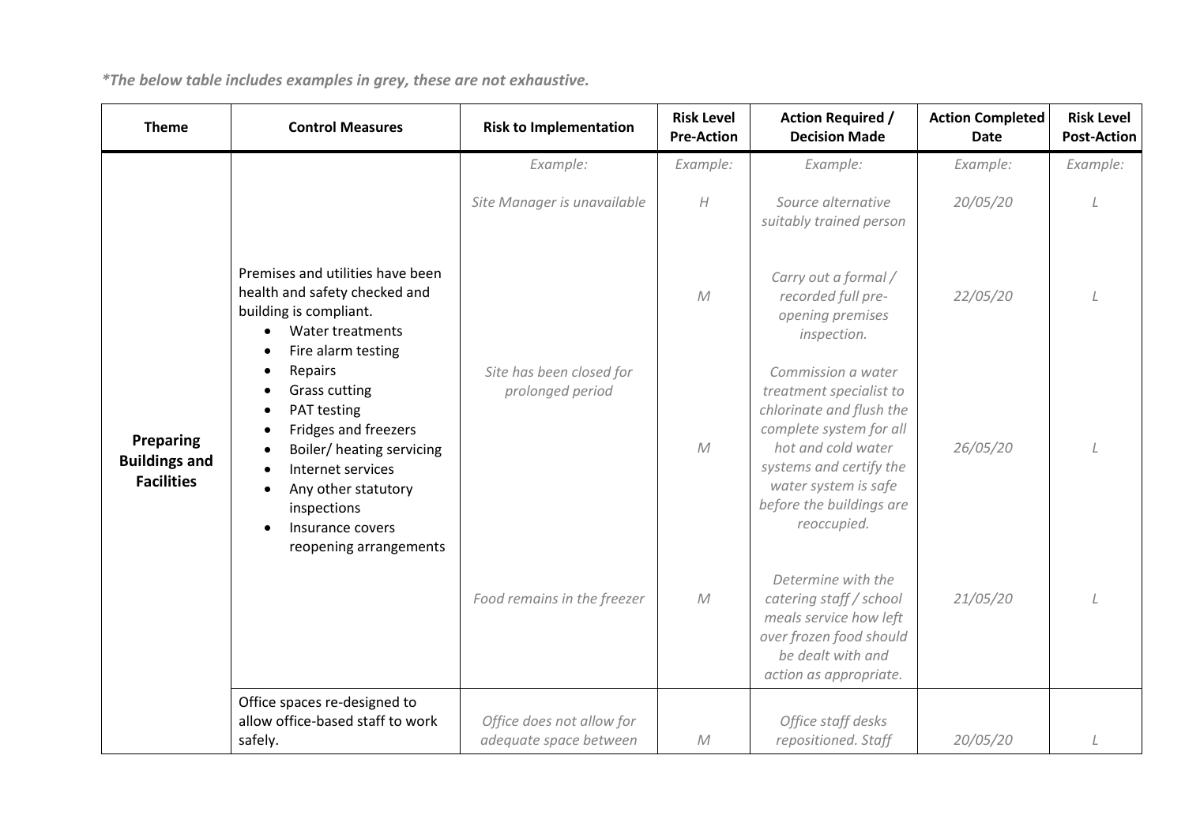*\*The below table includes examples in grey, these are not exhaustive.*

| Theme | Control Measures | Risk to Implementation | Risk Level Pre-Action | Action Required / Decision Made | Action Completed Date | Risk Level Post-Action |
|---|---|---|---|---|---|---|
| | | *Example:* | *Example:* | *Example:* | *Example:* | *Example:* |
| **Preparing Buildings and Facilities** | Premises and utilities have been health and safety checked and building is compliant.<br>• Water treatments<br>• Fire alarm testing<br>• Repairs<br>• Grass cutting<br>• PAT testing<br>• Fridges and freezers<br>• Boiler/ heating servicing<br>• Internet services<br>• Any other statutory inspections<br>• Insurance covers reopening arrangements | *Site Manager is unavailable* | *H* | *Source alternative suitably trained person* | *20/05/20* | *L* |
| | | *Site has been closed for prolonged period* | *M* | *Carry out a formal / recorded full pre-opening premises inspection.* | *22/05/20* | *L* |
| | | | *M* | *Commission a water treatment specialist to chlorinate and flush the complete system for all hot and cold water systems and certify the water system is safe before the buildings are reoccupied.* | *26/05/20* | *L* |
| | | *Food remains in the freezer* | *M* | *Determine with the catering staff / school meals service how left over frozen food should be dealt with and action as appropriate.* | *21/05/20* | *L* |
| | Office spaces re-designed to allow office-based staff to work safely. | *Office does not allow for adequate space between* | *M* | *Office staff desks repositioned. Staff* | *20/05/20* | *L* |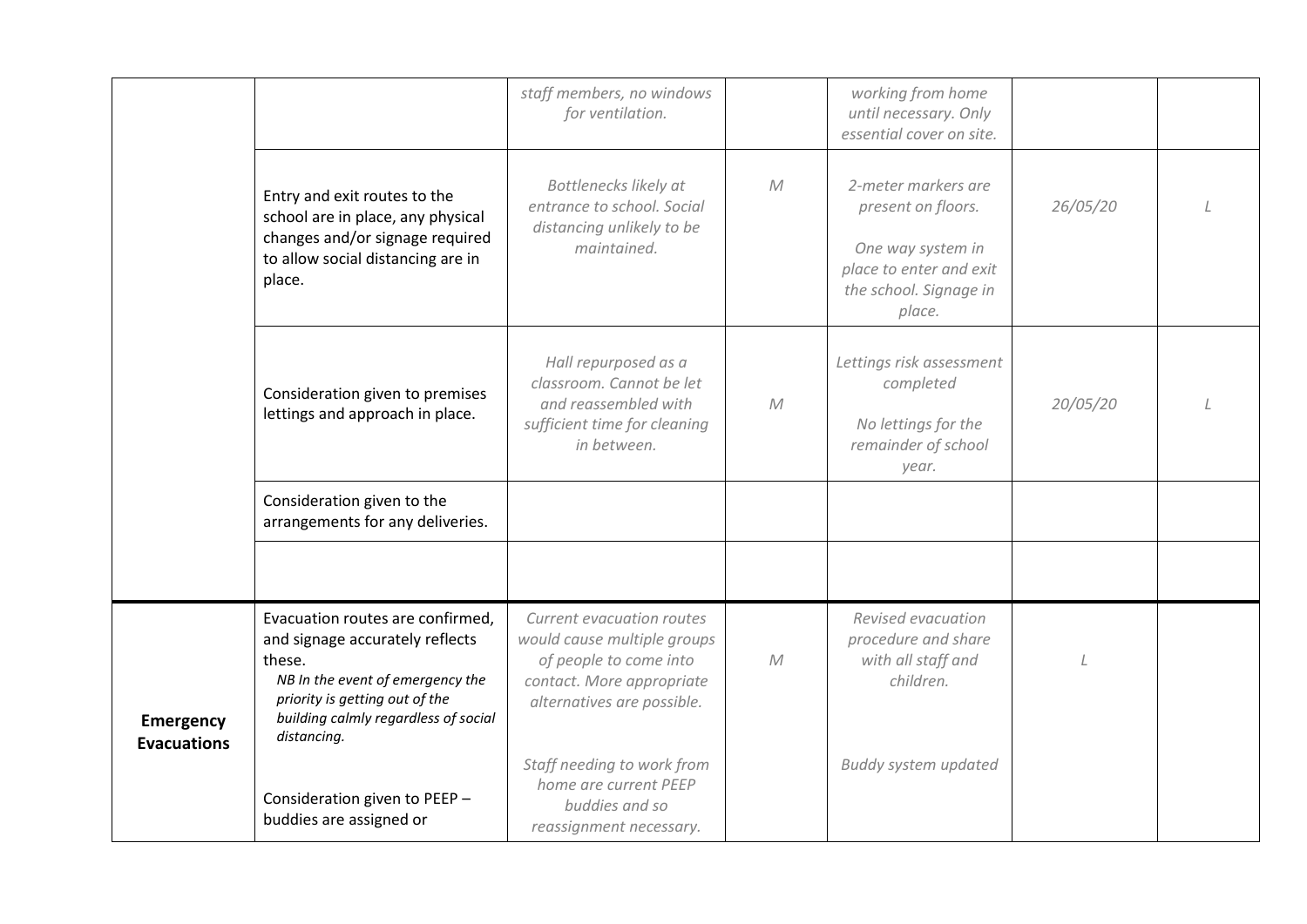| | | | | | | |
|---|---|---|---|---|---|---|
| | | *staff members, no windows for ventilation.* | | *working from home until necessary. Only essential cover on site.* | | |
| | Entry and exit routes to the school are in place, any physical changes and/or signage required to allow social distancing are in place. | *Bottlenecks likely at entrance to school. Social distancing unlikely to be maintained.* | *M* | *2-meter markers are present on floors.*<br><br>*One way system in place to enter and exit the school. Signage in place.* | *26/05/20* | *L* |
| | Consideration given to premises lettings and approach in place. | *Hall repurposed as a classroom. Cannot be let and reassembled with sufficient time for cleaning in between.* | *M* | *Lettings risk assessment completed*<br><br>*No lettings for the remainder of school year.* | *20/05/20* | *L* |
| | Consideration given to the arrangements for any deliveries. | | | | | |
| | | | | | | |
| **Emergency Evacuations** | Evacuation routes are confirmed, and signage accurately reflects these.<br>*NB In the event of emergency the priority is getting out of the building calmly regardless of social distancing.*<br><br>Consideration given to PEEP – buddies are assigned or | *Current evacuation routes would cause multiple groups of people to come into contact. More appropriate alternatives are possible.*<br><br>*Staff needing to work from home are current PEEP buddies and so reassignment necessary.* | *M* | *Revised evacuation procedure and share with all staff and children.*<br><br>*Buddy system updated* | *L* | |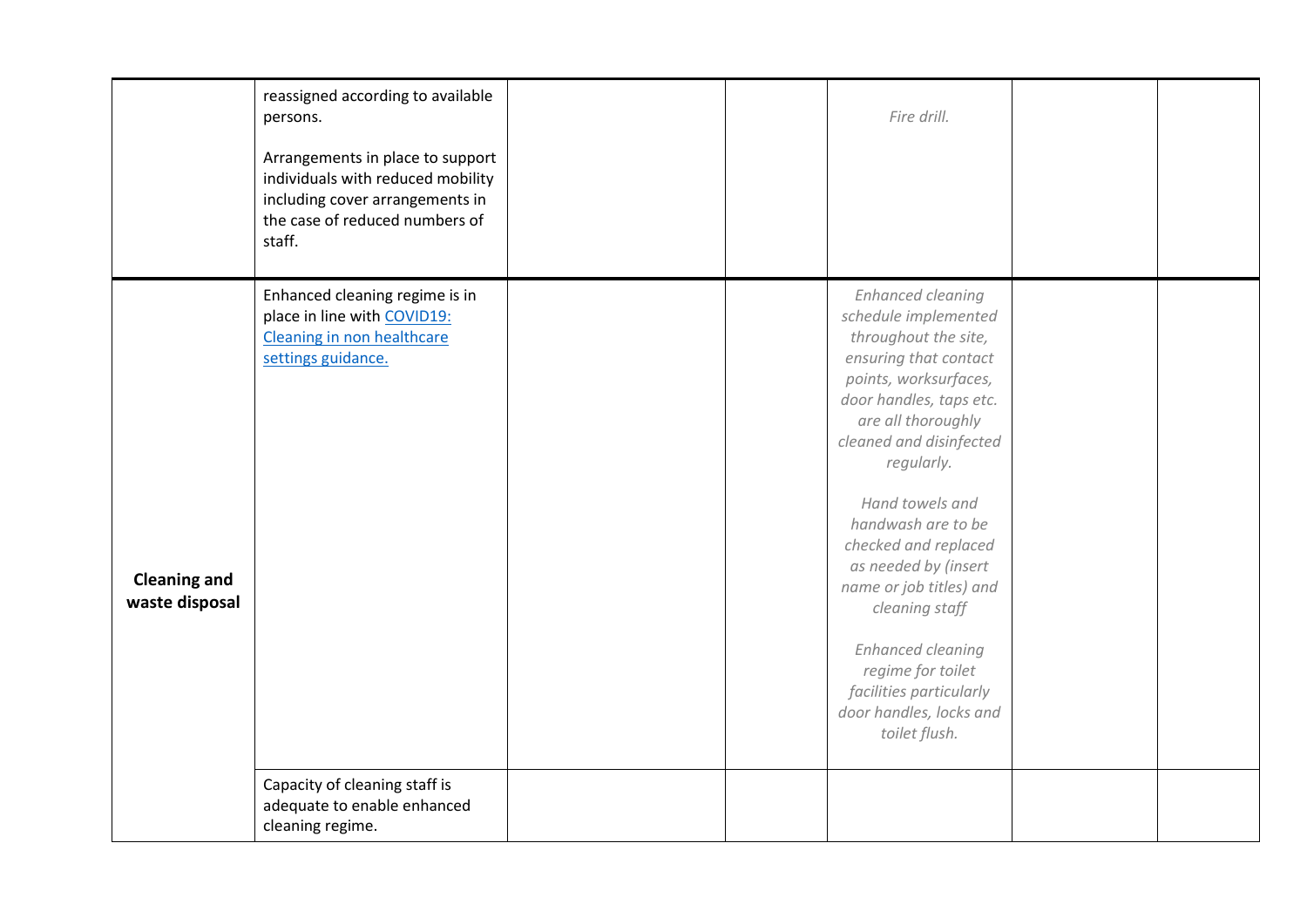| | | | | | | |
|---|---|---|---|---|---|---|
| | reassigned according to available persons.<br><br>Arrangements in place to support individuals with reduced mobility including cover arrangements in the case of reduced numbers of staff. | | | *Fire drill.* | | |
| **Cleaning and waste disposal** | Enhanced cleaning regime is in place in line with [COVID19: Cleaning in non healthcare settings guidance.]() | | | *Enhanced cleaning schedule implemented throughout the site, ensuring that contact points, worksurfaces, door handles, taps etc. are all thoroughly cleaned and disinfected regularly.*<br><br>*Hand towels and handwash are to be checked and replaced as needed by (insert name or job titles) and cleaning staff*<br><br>*Enhanced cleaning regime for toilet facilities particularly door handles, locks and toilet flush.* | | |
| | Capacity of cleaning staff is adequate to enable enhanced cleaning regime. | | | | | |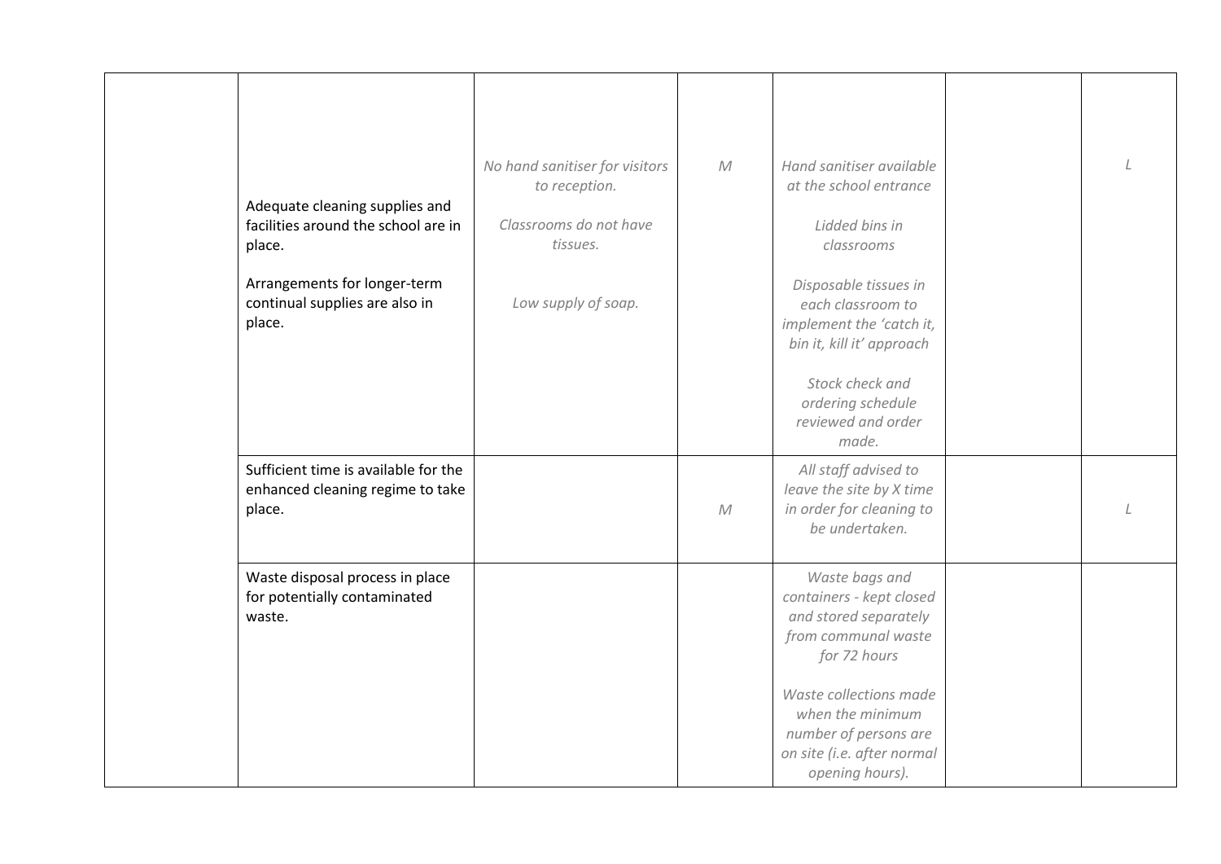| | | | | | | |
|---|---|---|---|---|---|---|
| | Adequate cleaning supplies and facilities around the school are in place.<br><br>Arrangements for longer-term continual supplies are also in place. | *No hand sanitiser for visitors to reception.*<br><br>*Classrooms do not have tissues.*<br><br>*Low supply of soap.* | *M* | *Hand sanitiser available at the school entrance*<br><br>*Lidded bins in classrooms*<br><br>*Disposable tissues in each classroom to implement the 'catch it, bin it, kill it' approach*<br><br>*Stock check and ordering schedule reviewed and order made.* | | *L* |
| | Sufficient time is available for the enhanced cleaning regime to take place. | | *M* | *All staff advised to leave the site by X time in order for cleaning to be undertaken.* | | *L* |
| | Waste disposal process in place for potentially contaminated waste. | | | *Waste bags and containers - kept closed and stored separately from communal waste for 72 hours*<br><br>*Waste collections made when the minimum number of persons are on site (i.e. after normal opening hours).* | | |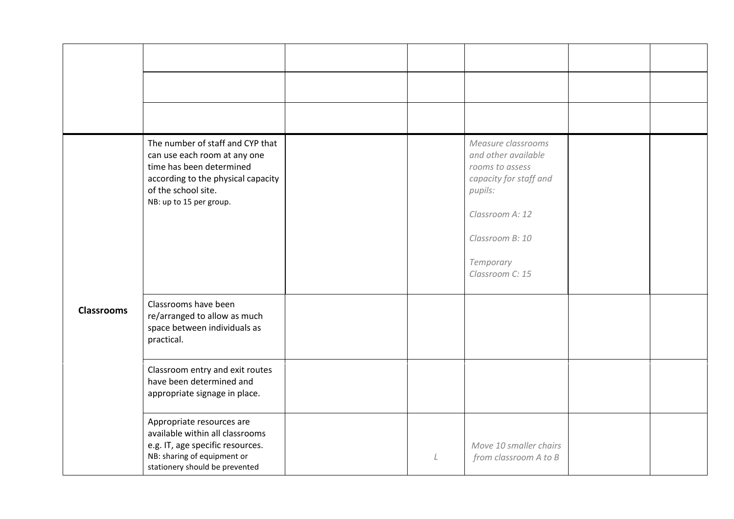| | | | | | | |
|---|---|---|---|---|---|---|
| | | | | | | |
| | | | | | | |
| | | | | | | |
| Classrooms | The number of staff and CYP that can use each room at any one time has been determined according to the physical capacity of the school site.<br>NB: up to 15 per group. | | | *Measure classrooms and other available rooms to assess capacity for staff and pupils:*<br><br>*Classroom A: 12*<br><br>*Classroom B: 10*<br><br>*Temporary Classroom C: 15* | | |
| | Classrooms have been re/arranged to allow as much space between individuals as practical. | | | | | |
| | Classroom entry and exit routes have been determined and appropriate signage in place. | | | | | |
| | Appropriate resources are available within all classrooms e.g. IT, age specific resources.<br>NB: sharing of equipment or stationery should be prevented | | *L* | *Move 10 smaller chairs from classroom A to B* | | |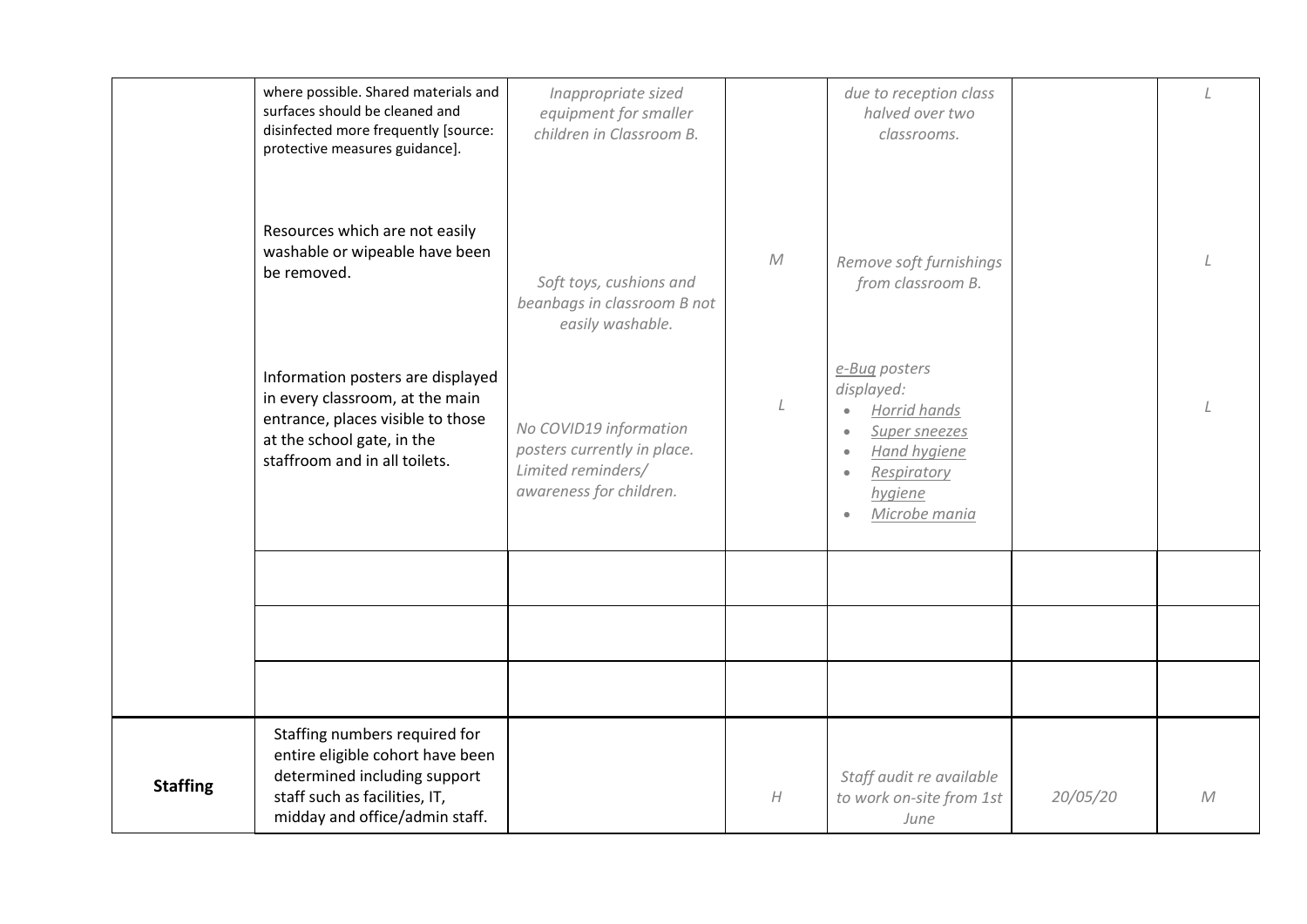| | | | | | | |
|---|---|---|---|---|---|---|
| | where possible. Shared materials and surfaces should be cleaned and disinfected more frequently [source: protective measures guidance]. | *Inappropriate sized equipment for smaller children in Classroom B.* | | *due to reception class halved over two classrooms.* | | *L* |
| | Resources which are not easily washable or wipeable have been be removed. | *Soft toys, cushions and beanbags in classroom B not easily washable.* | *M* | *Remove soft furnishings from classroom B.* | | *L* |
| | Information posters are displayed in every classroom, at the main entrance, places visible to those at the school gate, in the staffroom and in all toilets. | *No COVID19 information posters currently in place. Limited reminders/ awareness for children.* | *L* | *e-Bug posters displayed:* <br>• *Horrid hands* <br>• *Super sneezes* <br>• *Hand hygiene* <br>• *Respiratory hygiene* <br>• *Microbe mania* | | *L* |
| | | | | | | |
| | | | | | | |
| | | | | | | |
| **Staffing** | Staffing numbers required for entire eligible cohort have been determined including support staff such as facilities, IT, midday and office/admin staff. | | *H* | *Staff audit re available to work on-site from 1st June* | *20/05/20* | *M* |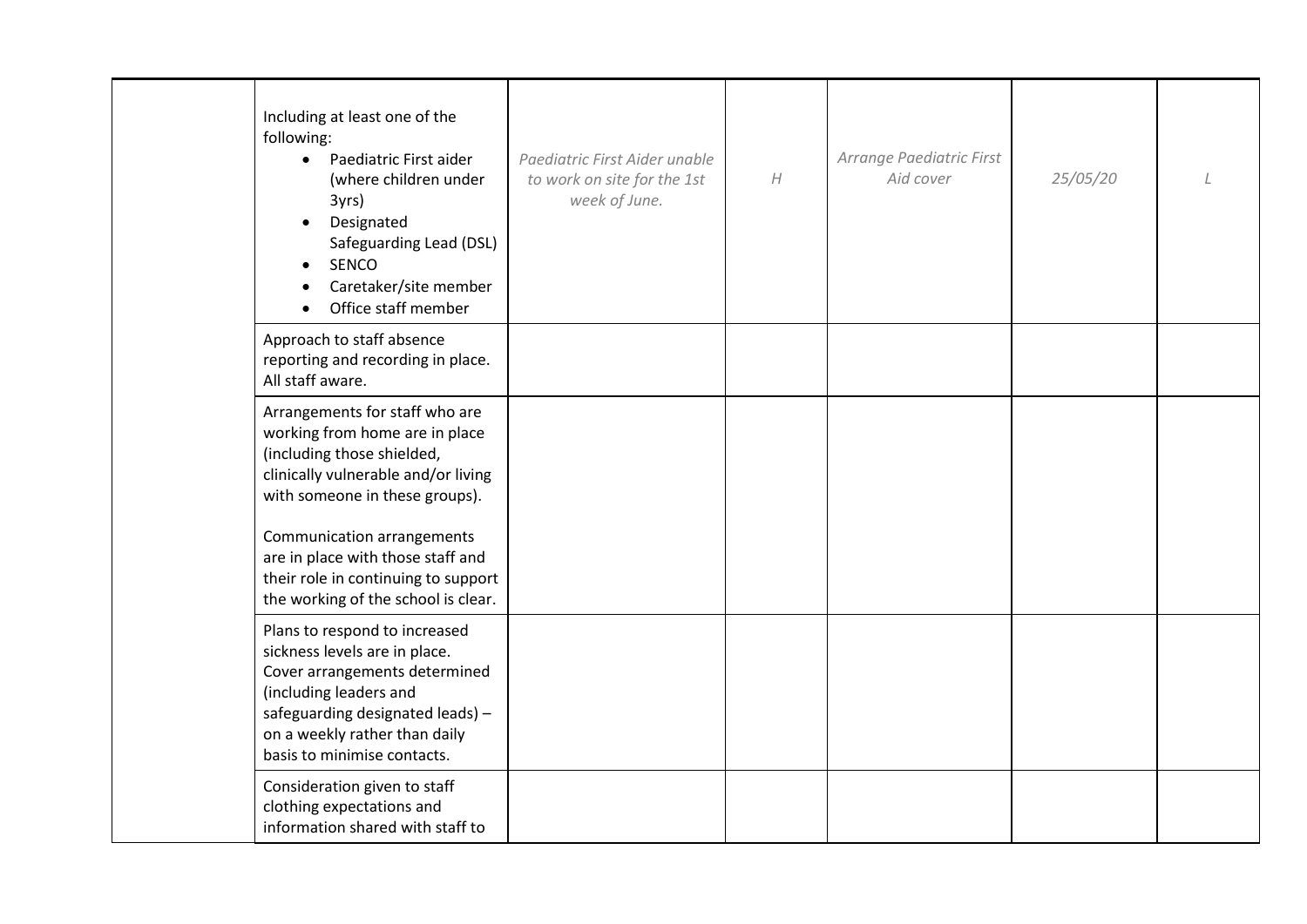| | | | | | | |
|---|---|---|---|---|---|---|
| | Including at least one of the following:<br>• Paediatric First aider (where children under 3yrs)<br>• Designated Safeguarding Lead (DSL)<br>• SENCO<br>• Caretaker/site member<br>• Office staff member | *Paediatric First Aider unable to work on site for the 1st week of June.* | *H* | *Arrange Paediatric First Aid cover* | *25/05/20* | *L* |
| | Approach to staff absence reporting and recording in place. All staff aware. | | | | | |
| | Arrangements for staff who are working from home are in place (including those shielded, clinically vulnerable and/or living with someone in these groups).<br><br>Communication arrangements are in place with those staff and their role in continuing to support the working of the school is clear. | | | | | |
| | Plans to respond to increased sickness levels are in place. Cover arrangements determined (including leaders and safeguarding designated leads) – on a weekly rather than daily basis to minimise contacts. | | | | | |
| | Consideration given to staff clothing expectations and information shared with staff to | | | | | |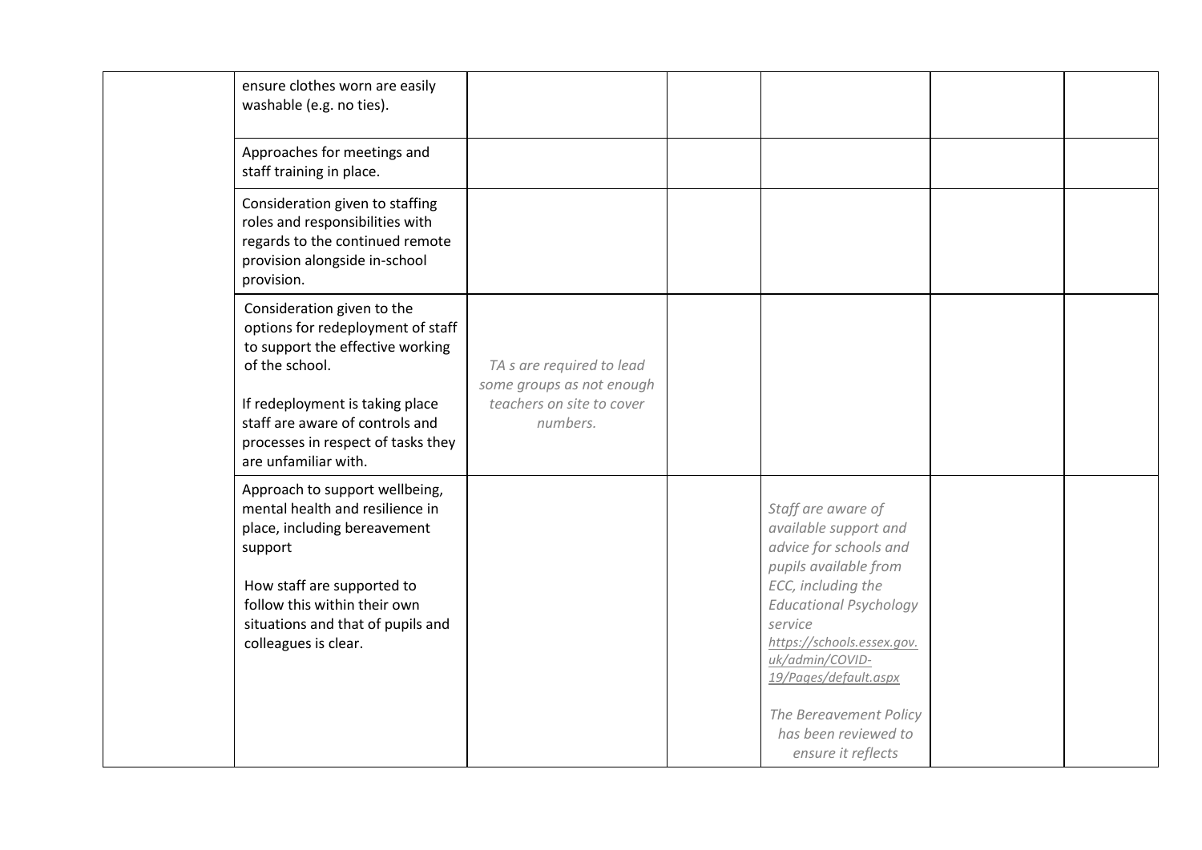| | | | | | | |
|---|---|---|---|---|---|---|
| | ensure clothes worn are easily washable (e.g. no ties). | | | | | |
| | Approaches for meetings and staff training in place. | | | | | |
| | Consideration given to staffing roles and responsibilities with regards to the continued remote provision alongside in-school provision. | | | | | |
| | Consideration given to the options for redeployment of staff to support the effective working of the school.<br><br>If redeployment is taking place staff are aware of controls and processes in respect of tasks they are unfamiliar with. | *TA s are required to lead some groups as not enough teachers on site to cover numbers.* | | | | |
| | Approach to support wellbeing, mental health and resilience in place, including bereavement support<br><br>How staff are supported to follow this within their own situations and that of pupils and colleagues is clear. | | | *Staff are aware of available support and advice for schools and pupils available from ECC, including the Educational Psychology service* *https://schools.essex.gov.uk/admin/COVID-19/Pages/default.aspx*<br><br>*The Bereavement Policy has been reviewed to ensure it reflects* | | |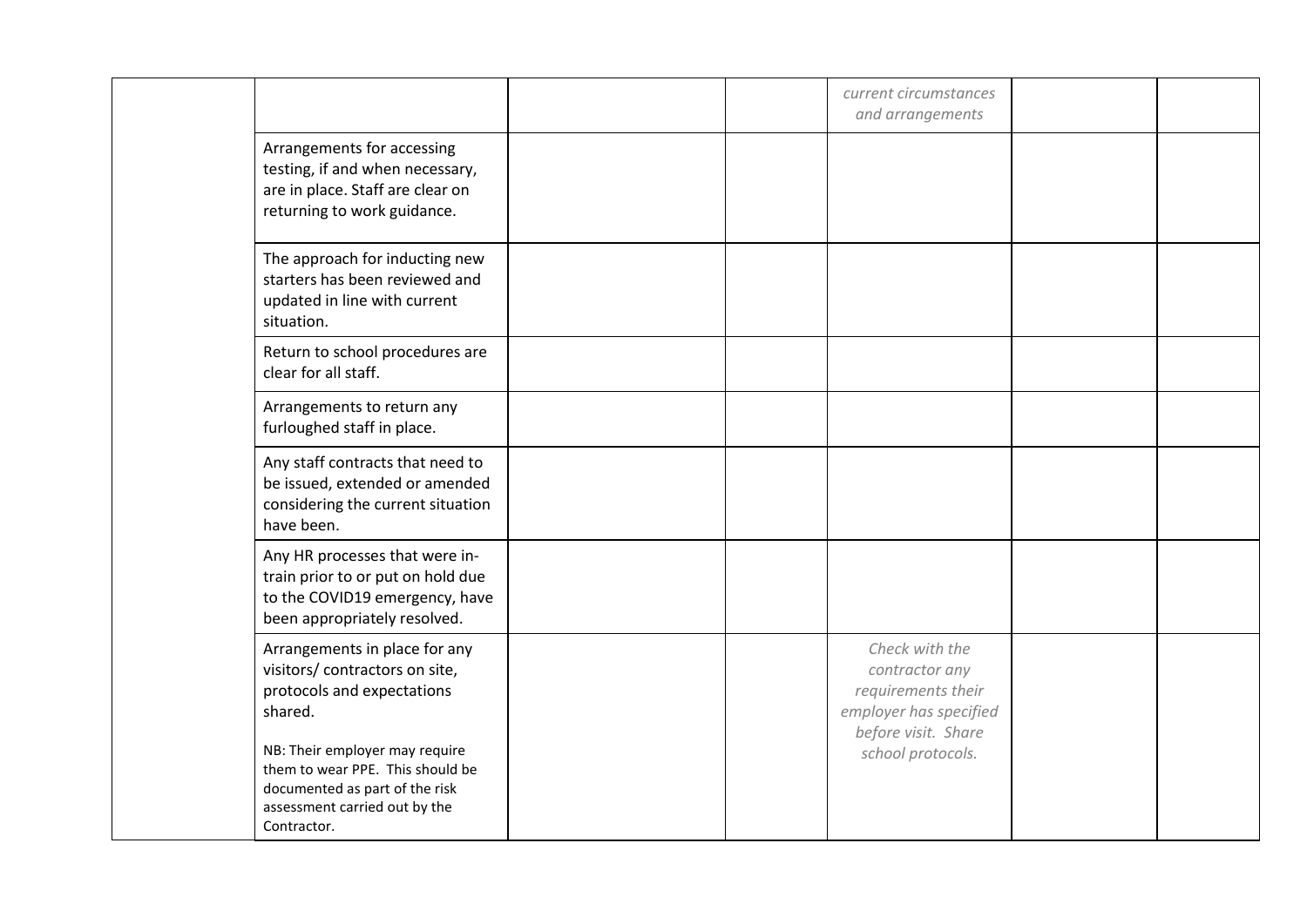| | | | | | | |
|---|---|---|---|---|---|---|
| | | | | *current circumstances and arrangements* | | |
| | Arrangements for accessing testing, if and when necessary, are in place. Staff are clear on returning to work guidance. | | | | | |
| | The approach for inducting new starters has been reviewed and updated in line with current situation. | | | | | |
| | Return to school procedures are clear for all staff. | | | | | |
| | Arrangements to return any furloughed staff in place. | | | | | |
| | Any staff contracts that need to be issued, extended or amended considering the current situation have been. | | | | | |
| | Any HR processes that were in-train prior to or put on hold due to the COVID19 emergency, have been appropriately resolved. | | | | | |
| | Arrangements in place for any visitors/ contractors on site, protocols and expectations shared.<br><br>NB: Their employer may require them to wear PPE. This should be documented as part of the risk assessment carried out by the Contractor. | | | *Check with the contractor any requirements their employer has specified before visit. Share school protocols.* | | |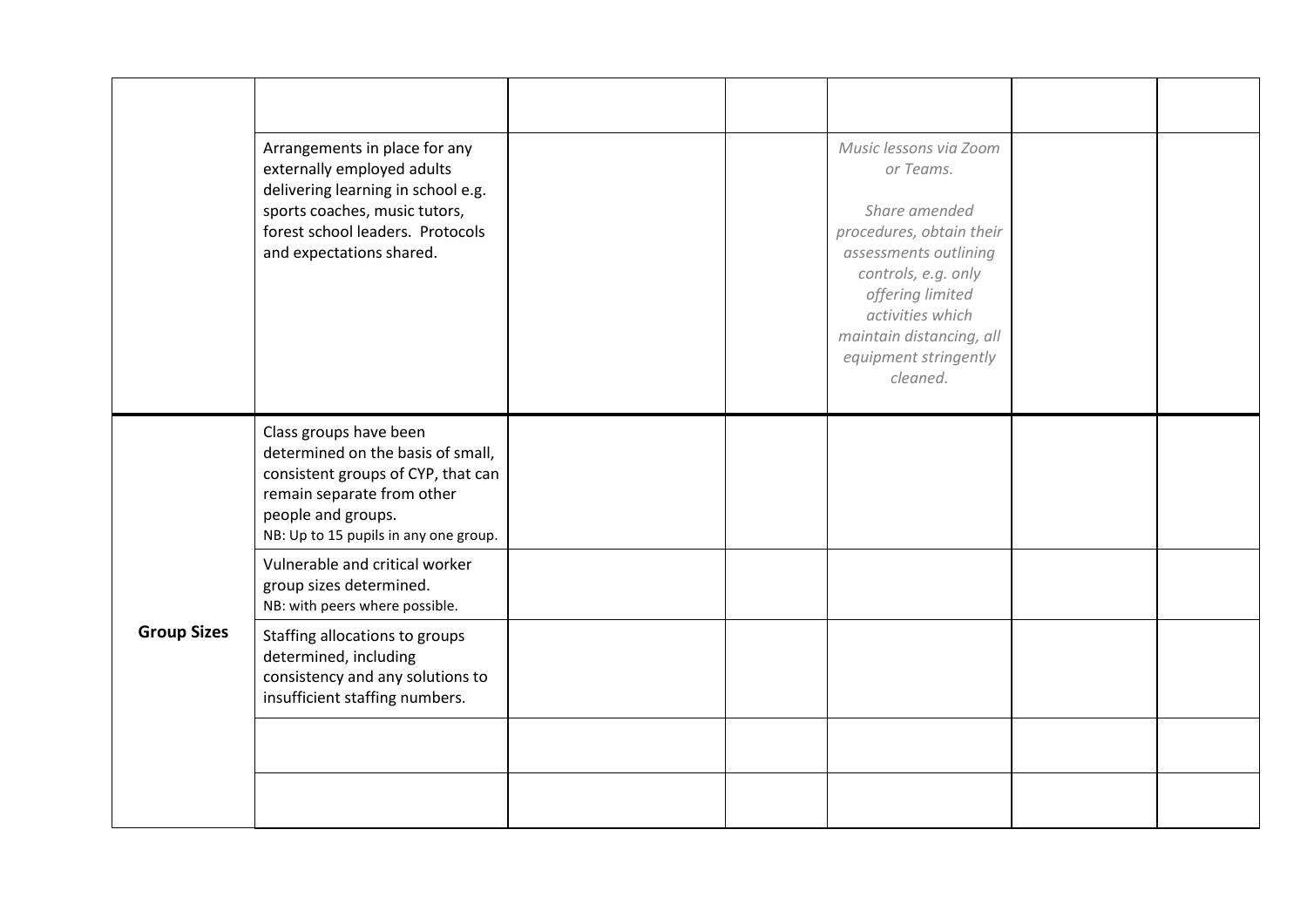| | | | | | | |
|---|---|---|---|---|---|---|
| | | | | | | |
| | Arrangements in place for any externally employed adults delivering learning in school e.g. sports coaches, music tutors, forest school leaders. Protocols and expectations shared. | | | *Music lessons via Zoom or Teams.*<br><br>*Share amended procedures, obtain their assessments outlining controls, e.g. only offering limited activities which maintain distancing, all equipment stringently cleaned.* | | |
| **Group Sizes** | Class groups have been determined on the basis of small, consistent groups of CYP, that can remain separate from other people and groups.<br>NB: Up to 15 pupils in any one group. | | | | | |
| | Vulnerable and critical worker group sizes determined.<br>NB: with peers where possible. | | | | | |
| | Staffing allocations to groups determined, including consistency and any solutions to insufficient staffing numbers. | | | | | |
| | | | | | | |
| | | | | | | |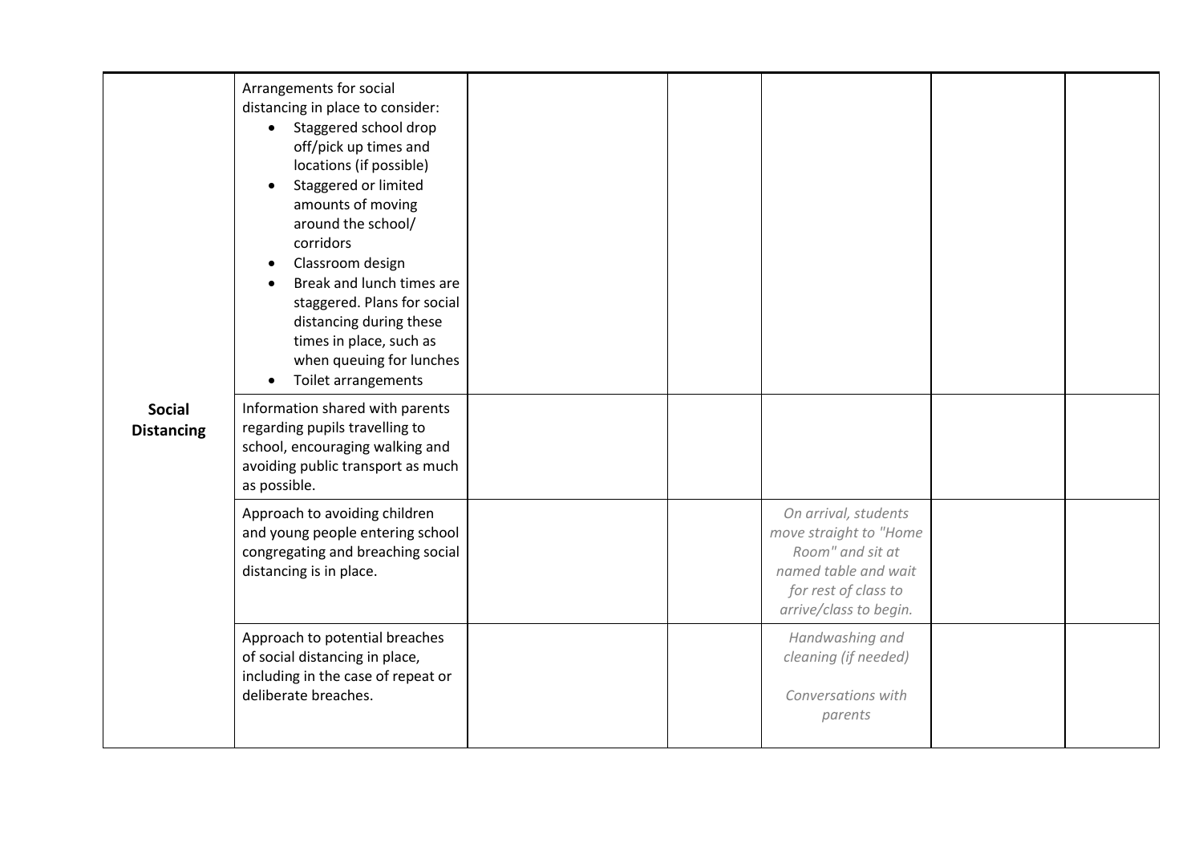| | | | | | | |
|---|---|---|---|---|---|---|
| **Social Distancing** | Arrangements for social distancing in place to consider:<br>• Staggered school drop off/pick up times and locations (if possible)<br>• Staggered or limited amounts of moving around the school/ corridors<br>• Classroom design<br>• Break and lunch times are staggered. Plans for social distancing during these times in place, such as when queuing for lunches<br>• Toilet arrangements | | | | | |
| | Information shared with parents regarding pupils travelling to school, encouraging walking and avoiding public transport as much as possible. | | | | | |
| | Approach to avoiding children and young people entering school congregating and breaching social distancing is in place. | | | *On arrival, students move straight to "Home Room" and sit at named table and wait for rest of class to arrive/class to begin.* | | |
| | Approach to potential breaches of social distancing in place, including in the case of repeat or deliberate breaches. | | | *Handwashing and cleaning (if needed)*<br><br>*Conversations with parents* | | |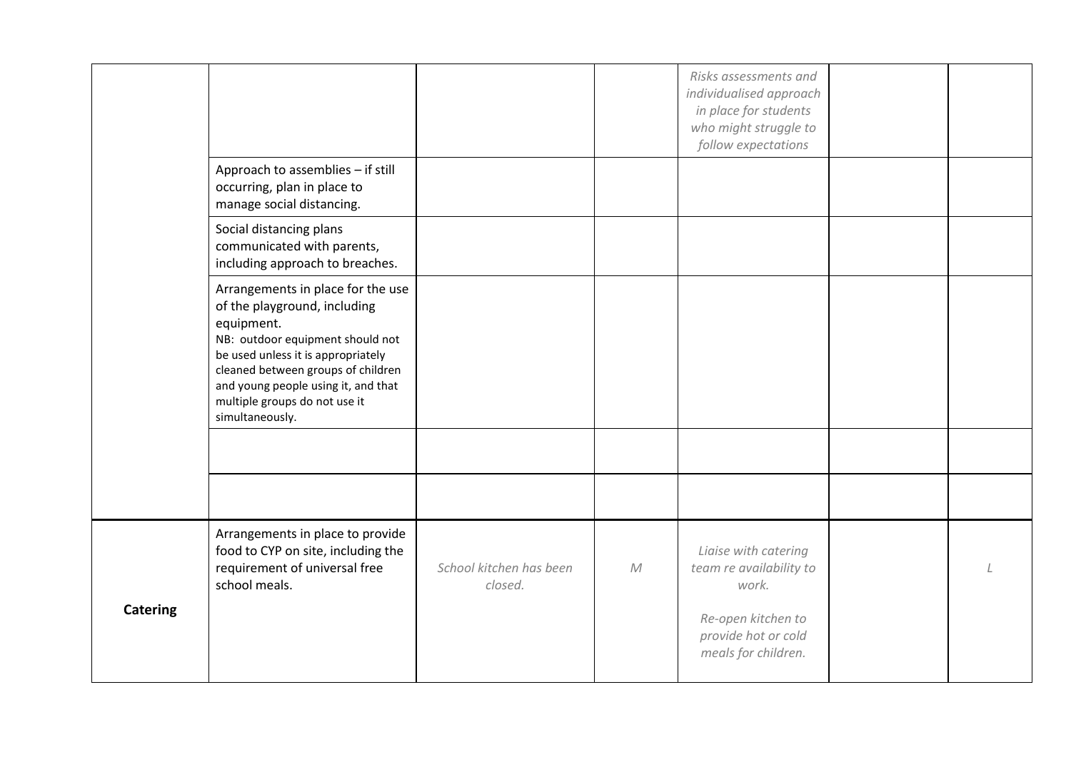| | | | | | | |
|---|---|---|---|---|---|---|
| | | | | *Risks assessments and individualised approach in place for students who might struggle to follow expectations* | | |
| | Approach to assemblies – if still occurring, plan in place to manage social distancing. | | | | | |
| | Social distancing plans communicated with parents, including approach to breaches. | | | | | |
| | Arrangements in place for the use of the playground, including equipment. NB: outdoor equipment should not be used unless it is appropriately cleaned between groups of children and young people using it, and that multiple groups do not use it simultaneously. | | | | | |
| | | | | | | |
| | | | | | | |
| **Catering** | Arrangements in place to provide food to CYP on site, including the requirement of universal free school meals. | *School kitchen has been closed.* | *M* | *Liaise with catering team re availability to work.* *Re-open kitchen to provide hot or cold meals for children.* | | *L* |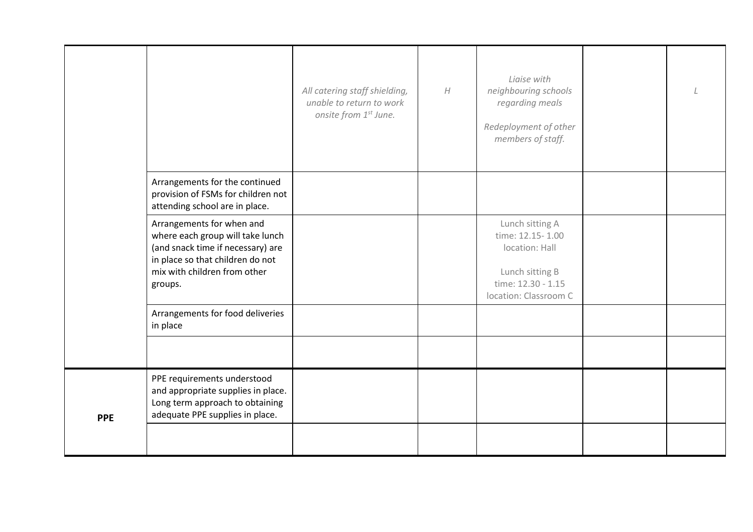| | | | | | | |
|---|---|---|---|---|---|---|
| | | *All catering staff shielding, unable to return to work onsite from 1st June.* | *H* | *Liaise with neighbouring schools regarding meals*<br><br>*Redeployment of other members of staff.* | | *L* |
| | Arrangements for the continued provision of FSMs for children not attending school are in place. | | | | | |
| | Arrangements for when and where each group will take lunch (and snack time if necessary) are in place so that children do not mix with children from other groups. | | | Lunch sitting A<br>time: 12.15- 1.00<br>location: Hall<br><br>Lunch sitting B<br>time: 12.30 - 1.15<br>location: Classroom C | | |
| | Arrangements for food deliveries in place | | | | | |
| | | | | | | |
| **PPE** | PPE requirements understood and appropriate supplies in place. Long term approach to obtaining adequate PPE supplies in place. | | | | | |
| | | | | | | |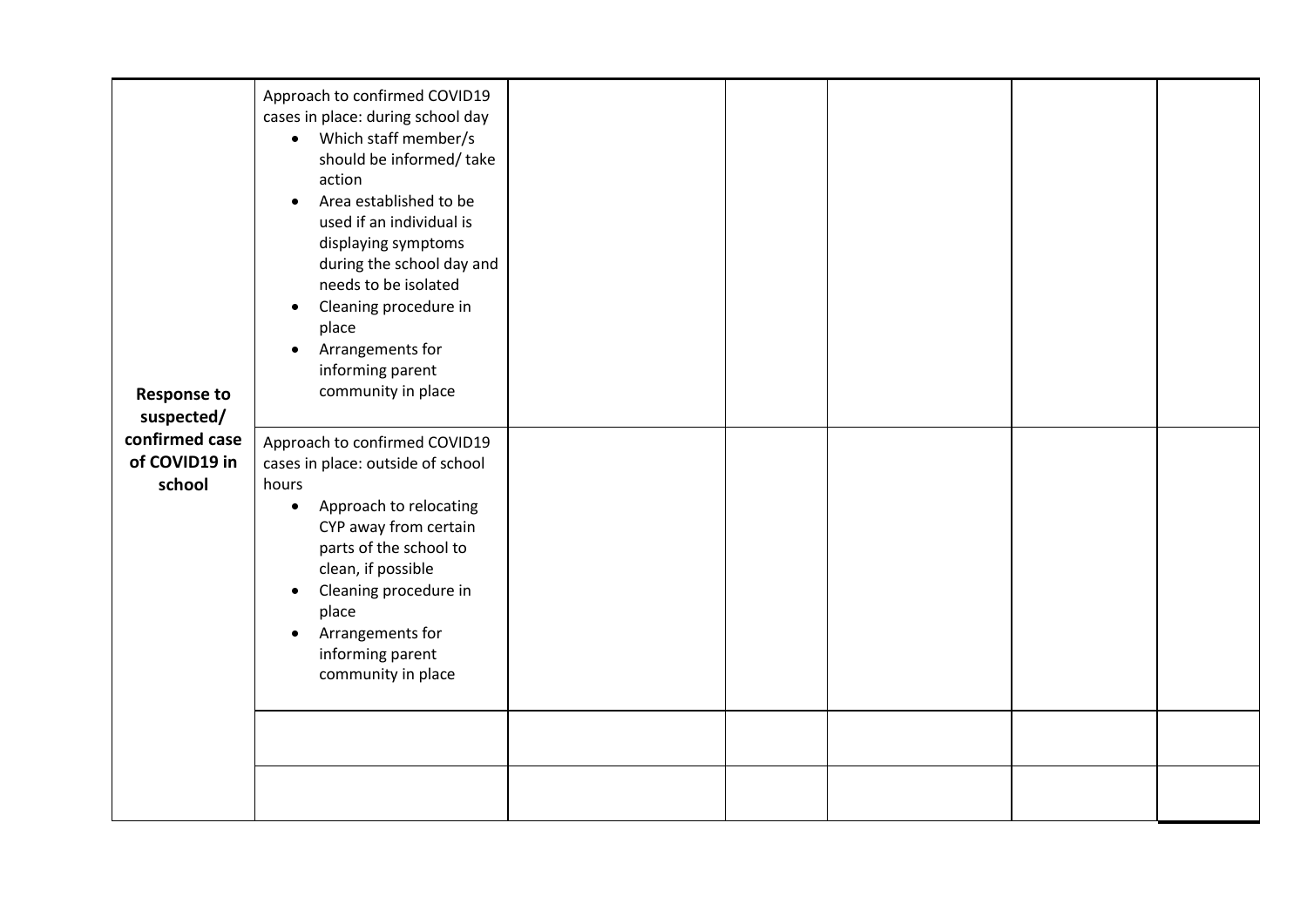| | | | | | | |
|---|---|---|---|---|---|---|
| **Response to suspected/ confirmed case of COVID19 in school** | Approach to confirmed COVID19 cases in place: during school day<br>• Which staff member/s should be informed/ take action<br>• Area established to be used if an individual is displaying symptoms during the school day and needs to be isolated<br>• Cleaning procedure in place<br>• Arrangements for informing parent community in place | | | | | |
| | Approach to confirmed COVID19 cases in place: outside of school hours<br>• Approach to relocating CYP away from certain parts of the school to clean, if possible<br>• Cleaning procedure in place<br>• Arrangements for informing parent community in place | | | | | |
| | | | | | | |
| | | | | | | |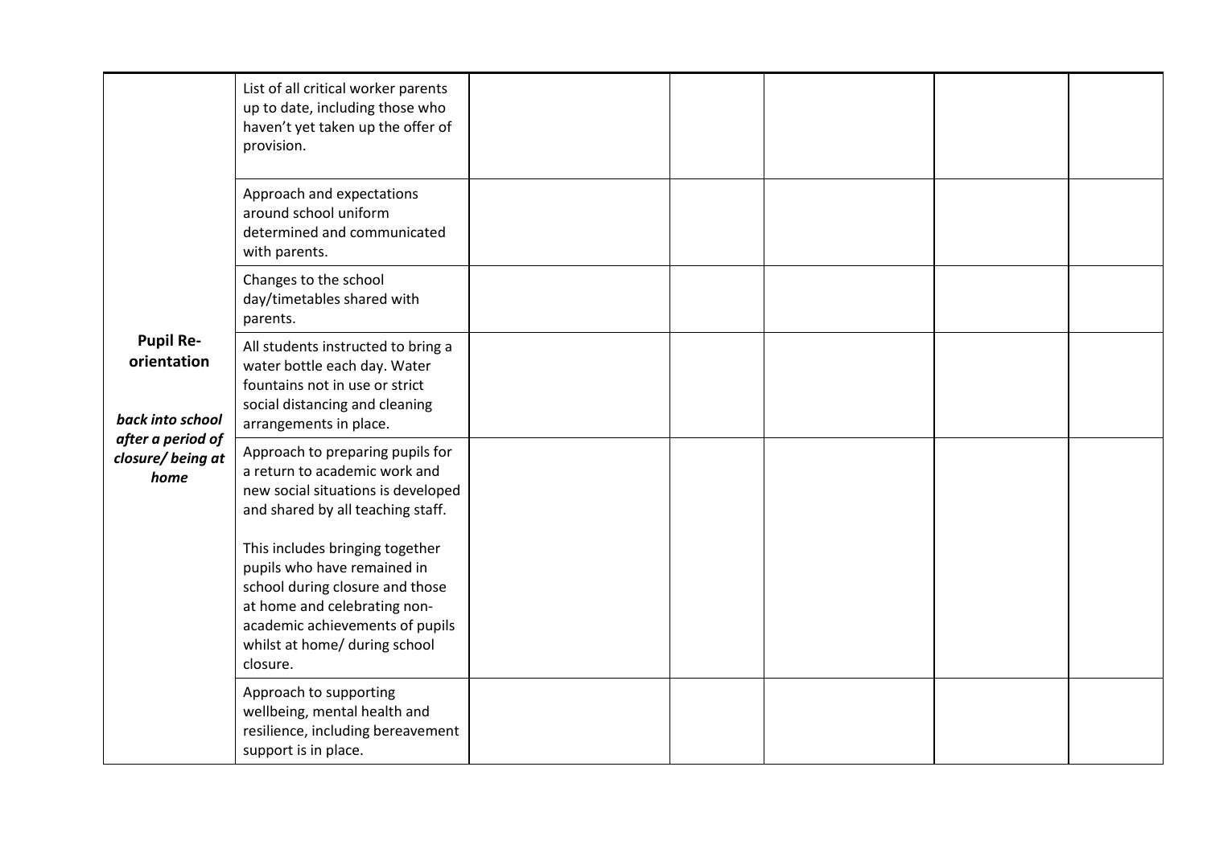| | | | | | | |
|---|---|---|---|---|---|---|
| | List of all critical worker parents up to date, including those who haven't yet taken up the offer of provision. | | | | | |
| | Approach and expectations around school uniform determined and communicated with parents. | | | | | |
| | Changes to the school day/timetables shared with parents. | | | | | |
| **Pupil Re-orientation**<br><br>***back into school after a period of closure/ being at home*** | All students instructed to bring a water bottle each day. Water fountains not in use or strict social distancing and cleaning arrangements in place. | | | | | |
| | Approach to preparing pupils for a return to academic work and new social situations is developed and shared by all teaching staff.<br><br>This includes bringing together pupils who have remained in school during closure and those at home and celebrating non-academic achievements of pupils whilst at home/ during school closure. | | | | | |
| | Approach to supporting wellbeing, mental health and resilience, including bereavement support is in place. | | | | | |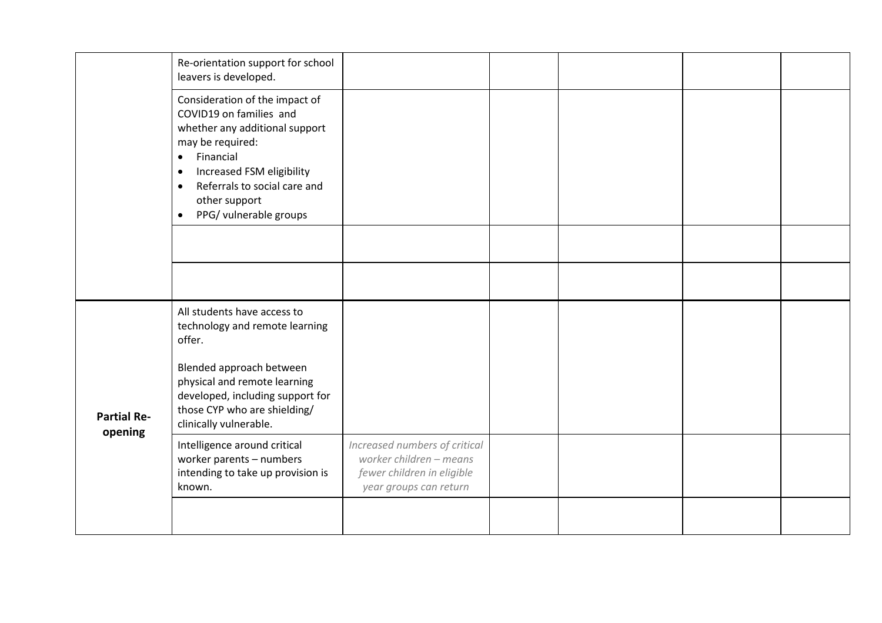| | | | | | | |
|---|---|---|---|---|---|---|
| | Re-orientation support for school leavers is developed. | | | | | |
| | Consideration of the impact of COVID19 on families and whether any additional support may be required:<br>• Financial<br>• Increased FSM eligibility<br>• Referrals to social care and other support<br>• PPG/ vulnerable groups | | | | | |
| | | | | | | |
| | | | | | | |
| **Partial Re-opening** | All students have access to technology and remote learning offer.<br><br>Blended approach between physical and remote learning developed, including support for those CYP who are shielding/ clinically vulnerable. | | | | | |
| | Intelligence around critical worker parents – numbers intending to take up provision is known. | *Increased numbers of critical worker children – means fewer children in eligible year groups can return* | | | | |
| | | | | | | |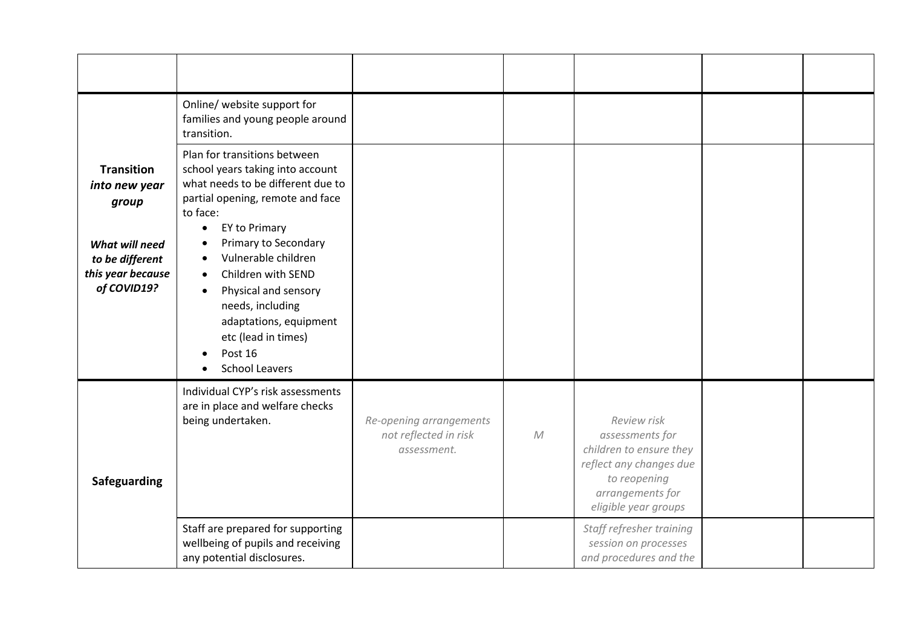| | | | | | | |
|---|---|---|---|---|---|---|
| **Transition** ***into new year group*** ***What will need to be different this year because of COVID19?*** | Online/ website support for families and young people around transition. | | | | | |
| | Plan for transitions between school years taking into account what needs to be different due to partial opening, remote and face to face: <br>• EY to Primary <br>• Primary to Secondary <br>• Vulnerable children <br>• Children with SEND <br>• Physical and sensory needs, including adaptations, equipment etc (lead in times) <br>• Post 16 <br>• School Leavers | | | | | |
| **Safeguarding** | Individual CYP's risk assessments are in place and welfare checks being undertaken. | *Re-opening arrangements not reflected in risk assessment.* | *M* | *Review risk assessments for children to ensure they reflect any changes due to reopening arrangements for eligible year groups* | | |
| | Staff are prepared for supporting wellbeing of pupils and receiving any potential disclosures. | | | *Staff refresher training session on processes and procedures and the* | | |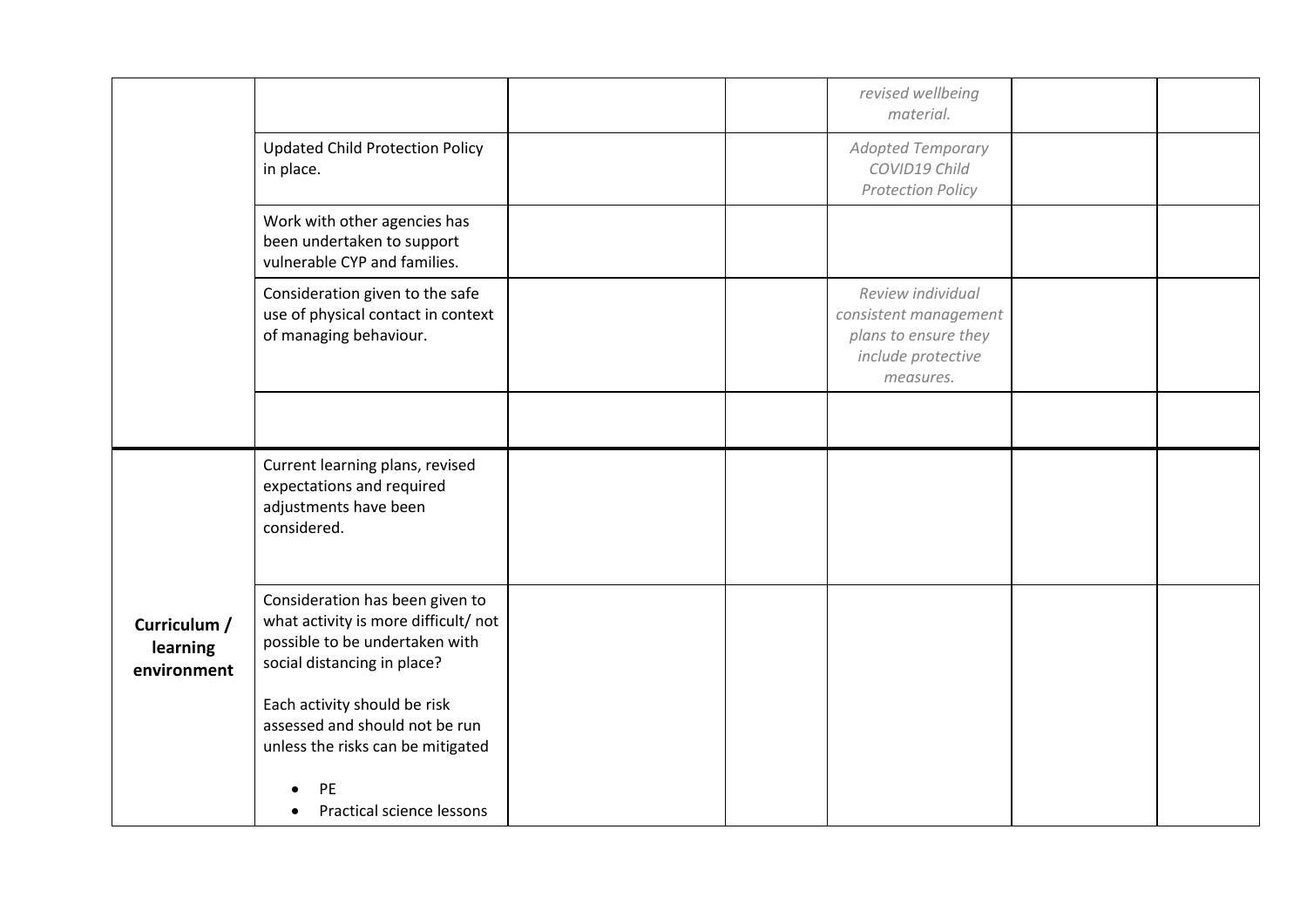| | | | | | | |
|---|---|---|---|---|---|---|
| | | | | *revised wellbeing material.* | | |
| | Updated Child Protection Policy in place. | | | *Adopted Temporary COVID19 Child Protection Policy* | | |
| | Work with other agencies has been undertaken to support vulnerable CYP and families. | | | | | |
| | Consideration given to the safe use of physical contact in context of managing behaviour. | | | *Review individual consistent management plans to ensure they include protective measures.* | | |
| | | | | | | |
| **Curriculum / learning environment** | Current learning plans, revised expectations and required adjustments have been considered. | | | | | |
| | Consideration has been given to what activity is more difficult/ not possible to be undertaken with social distancing in place?<br><br>Each activity should be risk assessed and should not be run unless the risks can be mitigated<br><br>• PE<br>• Practical science lessons | | | | | |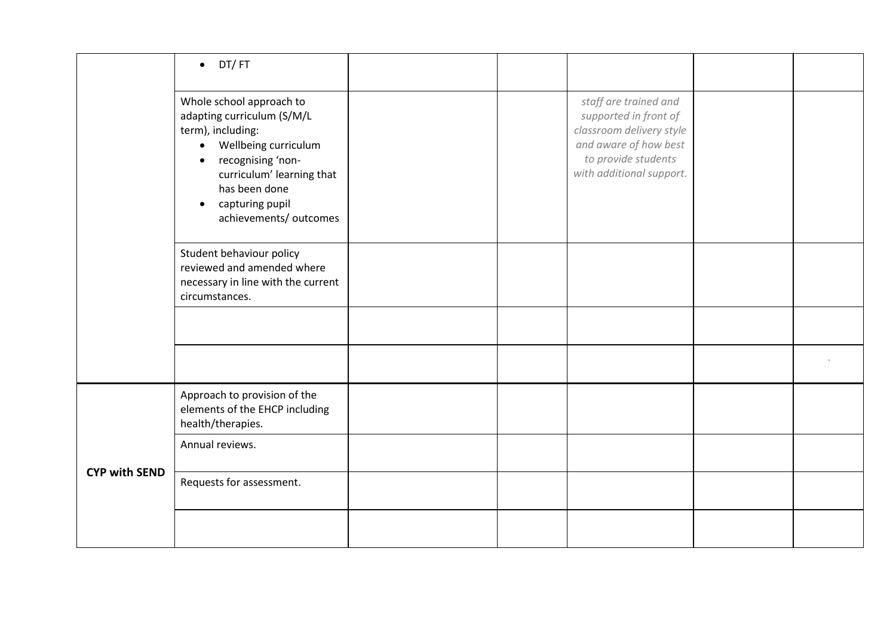| | | | | | | |
|---|---|---|---|---|---|---|
| | • DT/ FT | | | | | |
| | Whole school approach to adapting curriculum (S/M/L term), including:<br>• Wellbeing curriculum<br>• recognising 'non-curriculum' learning that has been done<br>• capturing pupil achievements/ outcomes | | | *staff are trained and supported in front of classroom delivery style and aware of how best to provide students with additional support.* | | |
| | Student behaviour policy reviewed and amended where necessary in line with the current circumstances. | | | | | |
| | | | | | | |
| | | | | | | ` |
| **CYP with SEND** | Approach to provision of the elements of the EHCP including health/therapies. | | | | | |
| | Annual reviews. | | | | | |
| | Requests for assessment. | | | | | |
| | | | | | | |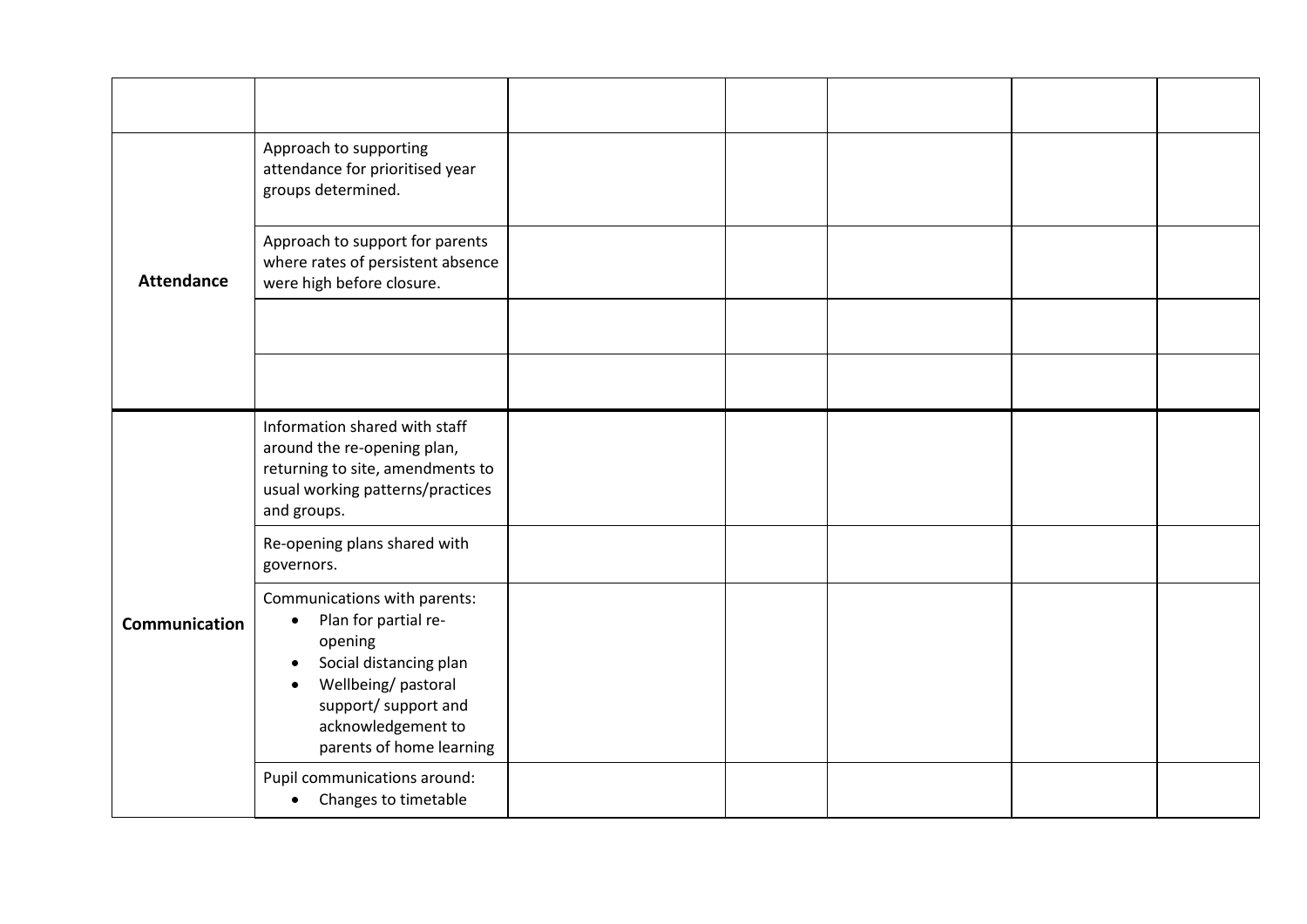| | | | | | | |
|---|---|---|---|---|---|---|
| | | | | | | |
| **Attendance** | Approach to supporting attendance for prioritised year groups determined. | | | | | |
| | Approach to support for parents where rates of persistent absence were high before closure. | | | | | |
| | | | | | | |
| | | | | | | |
| **Communication** | Information shared with staff around the re-opening plan, returning to site, amendments to usual working patterns/practices and groups. | | | | | |
| | Re-opening plans shared with governors. | | | | | |
| | Communications with parents:<br>• Plan for partial re-opening<br>• Social distancing plan<br>• Wellbeing/ pastoral support/ support and acknowledgement to parents of home learning | | | | | |
| | Pupil communications around:<br>• Changes to timetable | | | | | |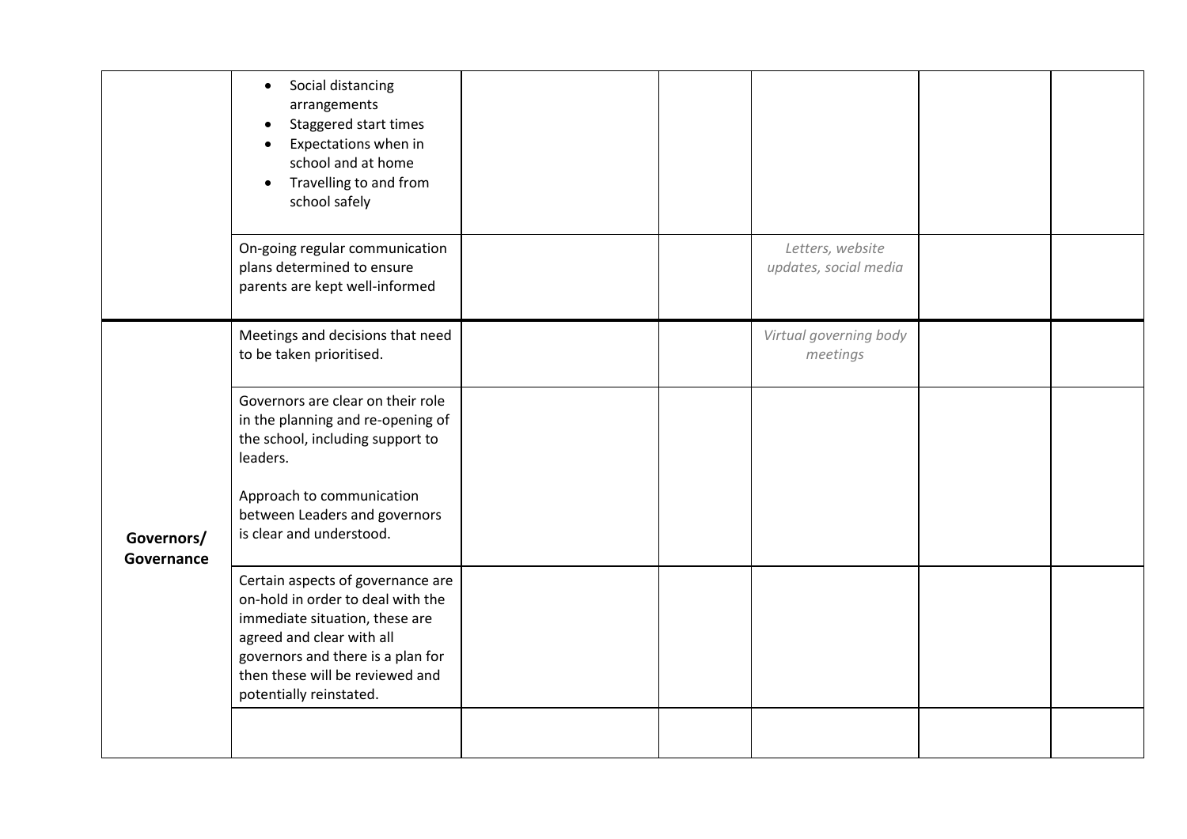| | | | | | | |
|---|---|---|---|---|---|---|
| | • Social distancing arrangements<br>• Staggered start times<br>• Expectations when in school and at home<br>• Travelling to and from school safely | | | | | |
| | On-going regular communication plans determined to ensure parents are kept well-informed | | | *Letters, website updates, social media* | | |
| **Governors/ Governance** | Meetings and decisions that need to be taken prioritised. | | | *Virtual governing body meetings* | | |
| | Governors are clear on their role in the planning and re-opening of the school, including support to leaders.<br><br>Approach to communication between Leaders and governors is clear and understood. | | | | | |
| | Certain aspects of governance are on-hold in order to deal with the immediate situation, these are agreed and clear with all governors and there is a plan for then these will be reviewed and potentially reinstated. | | | | | |
| | | | | | | |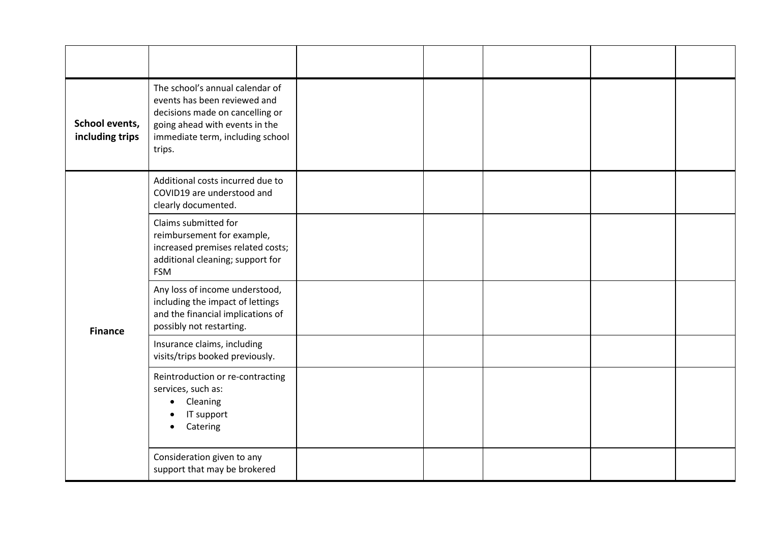| | | | | | | |
|---|---|---|---|---|---|---|
| **School events, including trips** | The school's annual calendar of events has been reviewed and decisions made on cancelling or going ahead with events in the immediate term, including school trips. | | | | | |
| **Finance** | Additional costs incurred due to COVID19 are understood and clearly documented. | | | | | |
| | Claims submitted for reimbursement for example, increased premises related costs; additional cleaning; support for FSM | | | | | |
| | Any loss of income understood, including the impact of lettings and the financial implications of possibly not restarting. | | | | | |
| | Insurance claims, including visits/trips booked previously. | | | | | |
| | Reintroduction or re-contracting services, such as:<br>• Cleaning<br>• IT support<br>• Catering | | | | | |
| | Consideration given to any support that may be brokered | | | | | |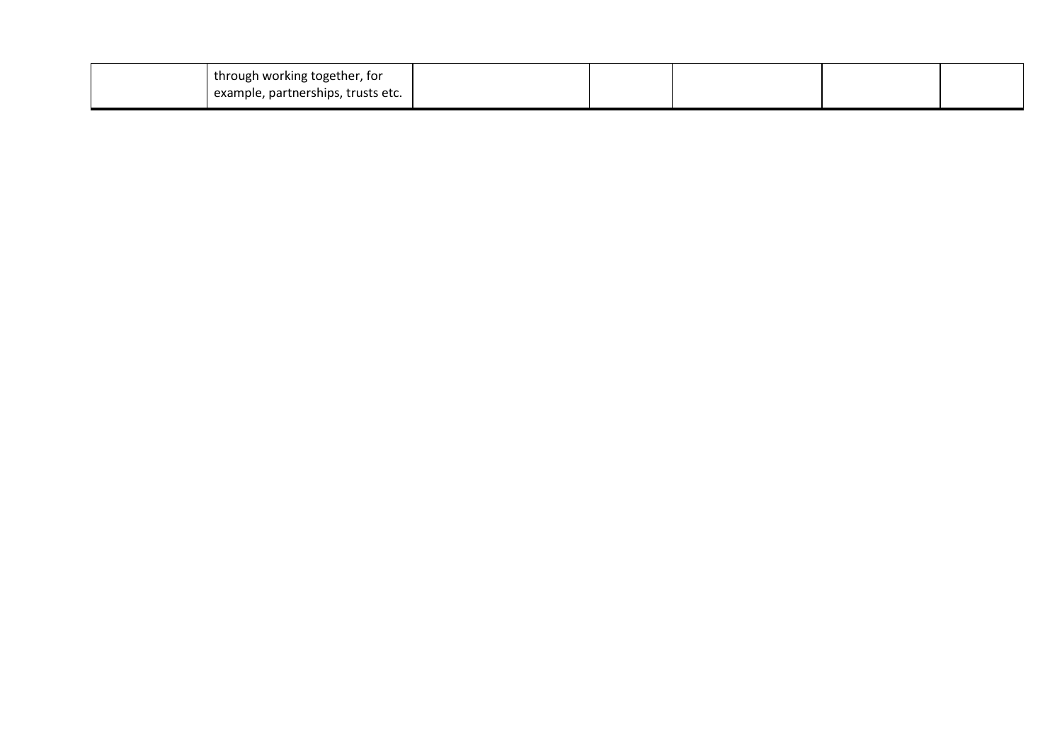| | | | | | | |
|---|---|---|---|---|---|---|
| | through working together, for example, partnerships, trusts etc. | | | | | |